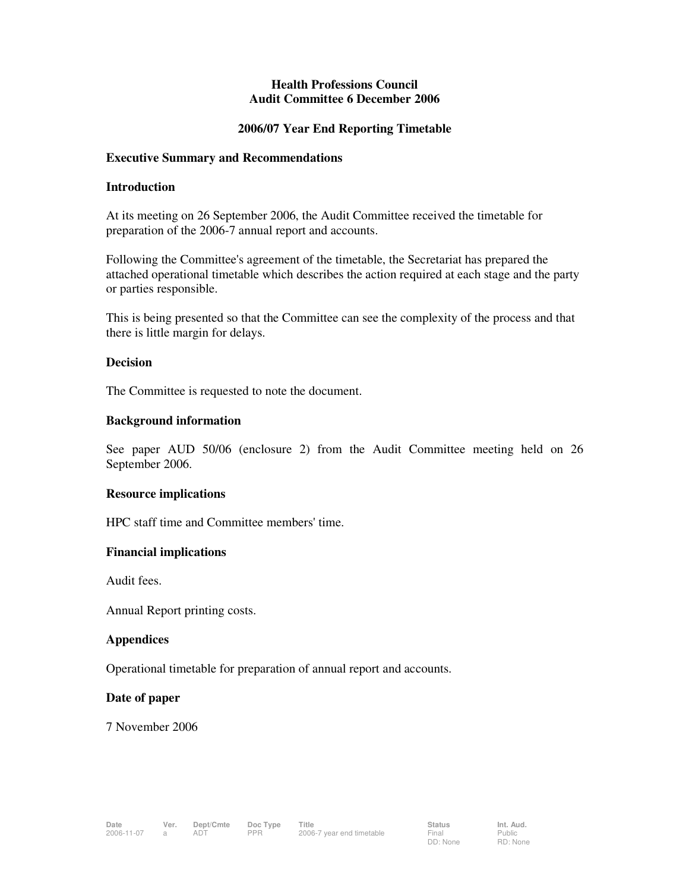# Health Professions Council
## Audit Committee 6 December 2006

## 2006/07 Year End Reporting Timetable

### Executive Summary and Recommendations

### Introduction

At its meeting on 26 September 2006, the Audit Committee received the timetable for preparation of the 2006-7 annual report and accounts.

Following the Committee's agreement of the timetable, the Secretariat has prepared the attached operational timetable which describes the action required at each stage and the party or parties responsible.

This is being presented so that the Committee can see the complexity of the process and that there is little margin for delays.

### Decision

The Committee is requested to note the document.

### Background information

See paper AUD 50/06 (enclosure 2) from the Audit Committee meeting held on 26 September 2006.

### Resource implications

HPC staff time and Committee members' time.

### Financial implications

Audit fees.

Annual Report printing costs.

### Appendices

Operational timetable for preparation of annual report and accounts.

### Date of paper

7 November 2006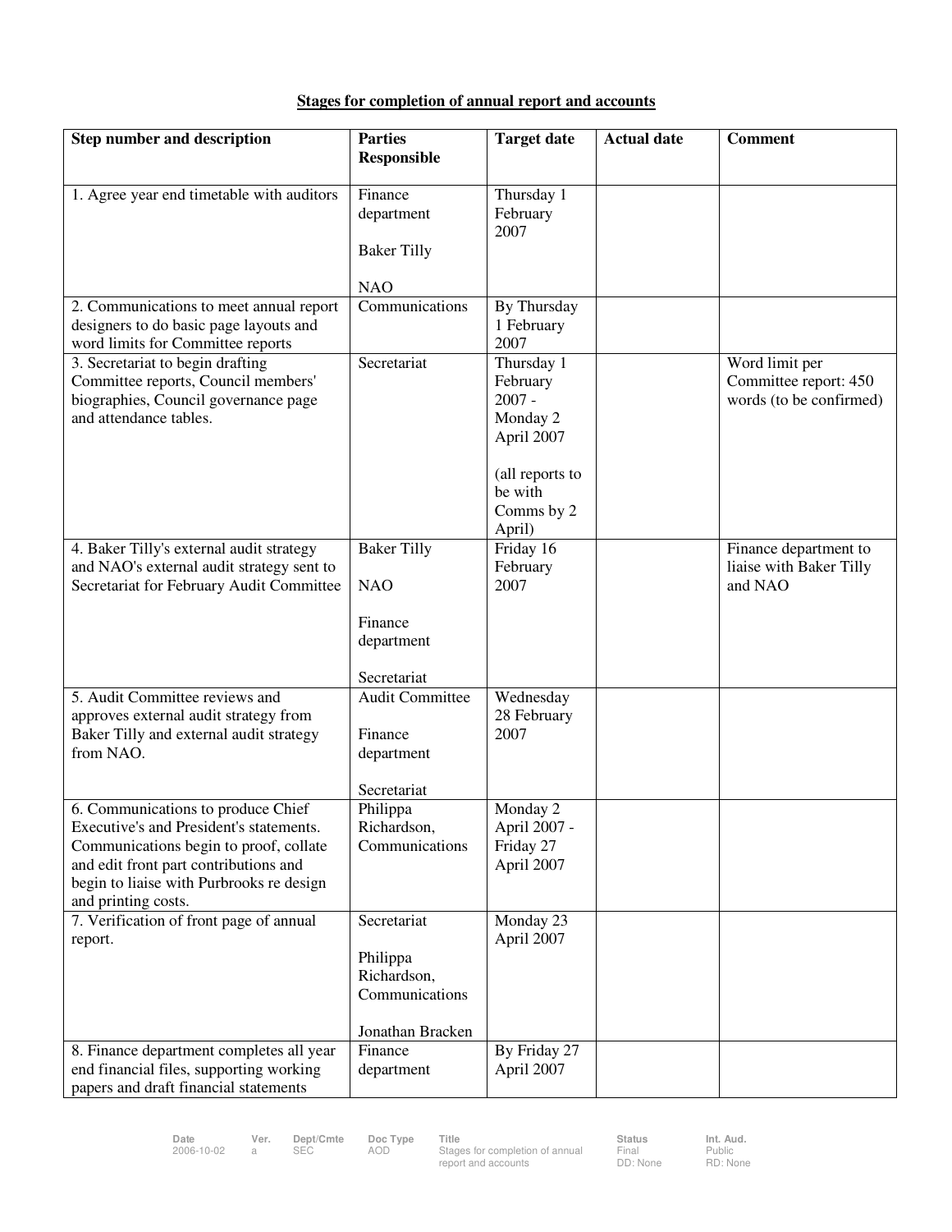**Stages for completion of annual report and accounts**

| Step number and description | Parties Responsible | Target date | Actual date | Comment |
|---|---|---|---|---|
| 1. Agree year end timetable with auditors | Finance department<br><br>Baker Tilly<br><br>NAO | Thursday 1 February 2007 | | |
| 2. Communications to meet annual report designers to do basic page layouts and word limits for Committee reports | Communications | By Thursday 1 February 2007 | | |
| 3. Secretariat to begin drafting Committee reports, Council members' biographies, Council governance page and attendance tables. | Secretariat | Thursday 1 February 2007 - Monday 2 April 2007<br><br>(all reports to be with Comms by 2 April) | | Word limit per Committee report: 450 words (to be confirmed) |
| 4. Baker Tilly's external audit strategy and NAO's external audit strategy sent to Secretariat for February Audit Committee | Baker Tilly<br><br>NAO<br><br>Finance department<br><br>Secretariat | Friday 16 February 2007 | | Finance department to liaise with Baker Tilly and NAO |
| 5. Audit Committee reviews and approves external audit strategy from Baker Tilly and external audit strategy from NAO. | Audit Committee<br><br>Finance department<br><br>Secretariat | Wednesday 28 February 2007 | | |
| 6. Communications to produce Chief Executive's and President's statements. Communications begin to proof, collate and edit front part contributions and begin to liaise with Purbrooks re design and printing costs. | Philippa Richardson, Communications | Monday 2 April 2007 - Friday 27 April 2007 | | |
| 7. Verification of front page of annual report. | Secretariat<br><br>Philippa Richardson, Communications<br><br>Jonathan Bracken | Monday 23 April 2007 | | |
| 8. Finance department completes all year end financial files, supporting working papers and draft financial statements | Finance department | By Friday 27 April 2007 | | |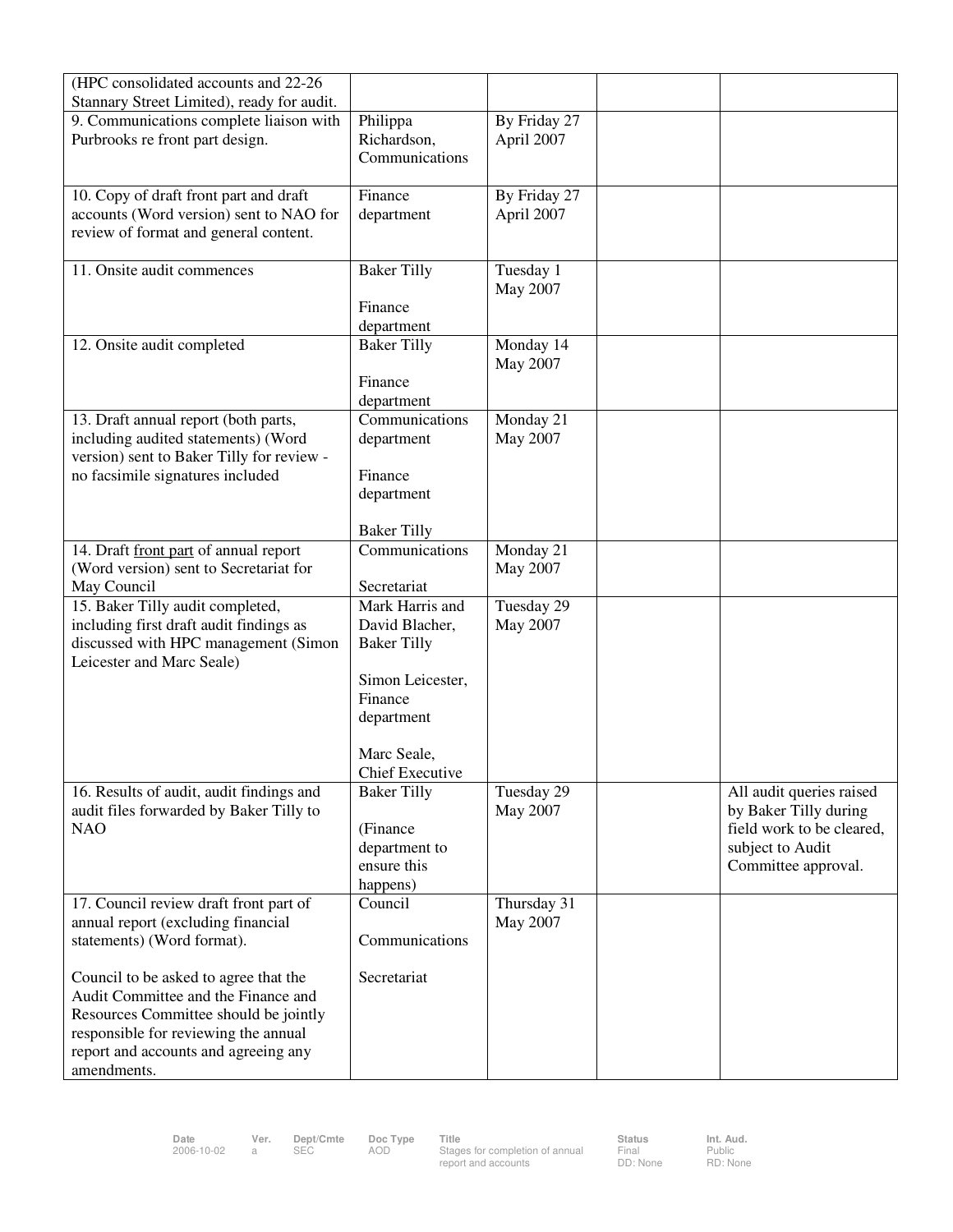| | | | | |
|---|---|---|---|---|
| (HPC consolidated accounts and 22-26 Stannary Street Limited), ready for audit. | | | | |
| 9. Communications complete liaison with Purbrooks re front part design. | Philippa Richardson, Communications | By Friday 27 April 2007 | | |
| 10. Copy of draft front part and draft accounts (Word version) sent to NAO for review of format and general content. | Finance department | By Friday 27 April 2007 | | |
| 11. Onsite audit commences | Baker Tilly<br><br>Finance department | Tuesday 1 May 2007 | | |
| 12. Onsite audit completed | Baker Tilly<br><br>Finance department | Monday 14 May 2007 | | |
| 13. Draft annual report (both parts, including audited statements) (Word version) sent to Baker Tilly for review - no facsimile signatures included | Communications department<br><br>Finance department<br><br>Baker Tilly | Monday 21 May 2007 | | |
| 14. Draft front part of annual report (Word version) sent to Secretariat for May Council | Communications<br><br>Secretariat | Monday 21 May 2007 | | |
| 15. Baker Tilly audit completed, including first draft audit findings as discussed with HPC management (Simon Leicester and Marc Seale) | Mark Harris and David Blacher, Baker Tilly<br><br>Simon Leicester, Finance department<br><br>Marc Seale, Chief Executive | Tuesday 29 May 2007 | | |
| 16. Results of audit, audit findings and audit files forwarded by Baker Tilly to NAO | Baker Tilly<br><br>(Finance department to ensure this happens) | Tuesday 29 May 2007 | | All audit queries raised by Baker Tilly during field work to be cleared, subject to Audit Committee approval. |
| 17. Council review draft front part of annual report (excluding financial statements) (Word format).<br><br>Council to be asked to agree that the Audit Committee and the Finance and Resources Committee should be jointly responsible for reviewing the annual report and accounts and agreeing any amendments. | Council<br><br>Communications<br><br>Secretariat | Thursday 31 May 2007 | | |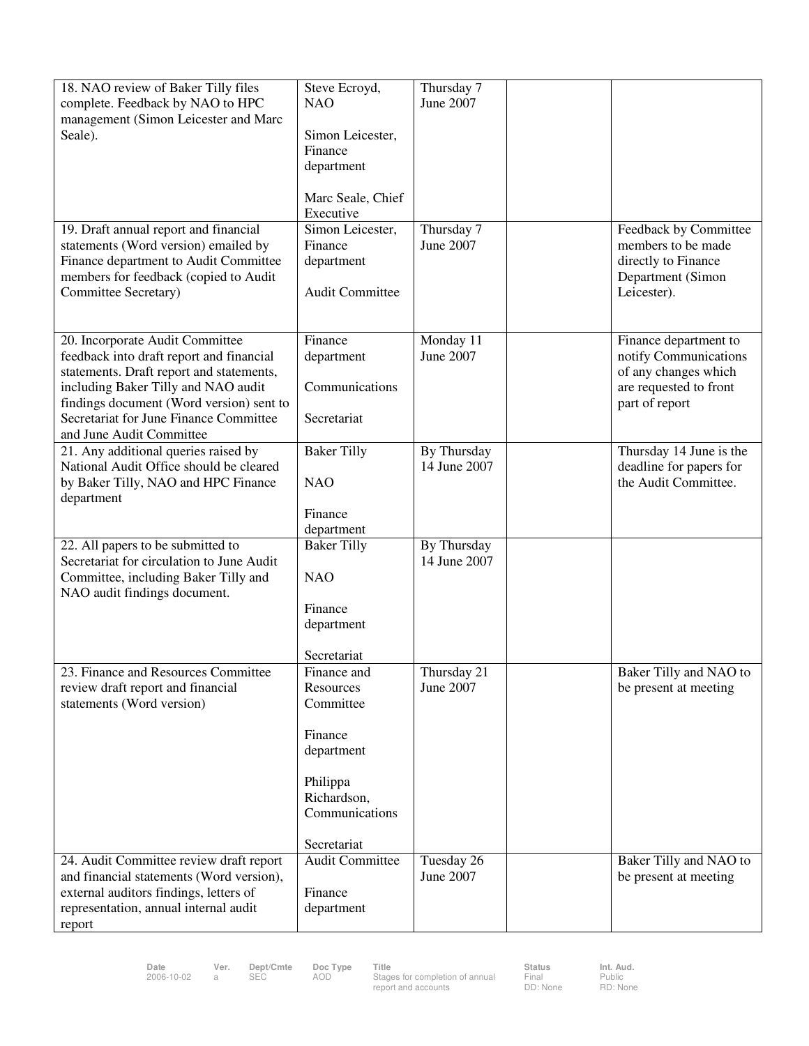| | | | | |
|---|---|---|---|---|
| 18. NAO review of Baker Tilly files complete. Feedback by NAO to HPC management (Simon Leicester and Marc Seale). | Steve Ecroyd, NAO<br><br>Simon Leicester, Finance department<br><br>Marc Seale, Chief Executive | Thursday 7 June 2007 | | |
| 19. Draft annual report and financial statements (Word version) emailed by Finance department to Audit Committee members for feedback (copied to Audit Committee Secretary) | Simon Leicester, Finance department<br><br>Audit Committee | Thursday 7 June 2007 | | Feedback by Committee members to be made directly to Finance Department (Simon Leicester). |
| 20. Incorporate Audit Committee feedback into draft report and financial statements. Draft report and statements, including Baker Tilly and NAO audit findings document (Word version) sent to Secretariat for June Finance Committee and June Audit Committee | Finance department<br><br>Communications<br><br>Secretariat | Monday 11 June 2007 | | Finance department to notify Communications of any changes which are requested to front part of report |
| 21. Any additional queries raised by National Audit Office should be cleared by Baker Tilly, NAO and HPC Finance department | Baker Tilly<br><br>NAO<br><br>Finance department | By Thursday 14 June 2007 | | Thursday 14 June is the deadline for papers for the Audit Committee. |
| 22. All papers to be submitted to Secretariat for circulation to June Audit Committee, including Baker Tilly and NAO audit findings document. | Baker Tilly<br><br>NAO<br><br>Finance department<br><br>Secretariat | By Thursday 14 June 2007 | | |
| 23. Finance and Resources Committee review draft report and financial statements (Word version) | Finance and Resources Committee<br><br>Finance department<br><br>Philippa Richardson, Communications<br><br>Secretariat | Thursday 21 June 2007 | | Baker Tilly and NAO to be present at meeting |
| 24. Audit Committee review draft report and financial statements (Word version), external auditors findings, letters of representation, annual internal audit report | Audit Committee<br><br>Finance department | Tuesday 26 June 2007 | | Baker Tilly and NAO to be present at meeting |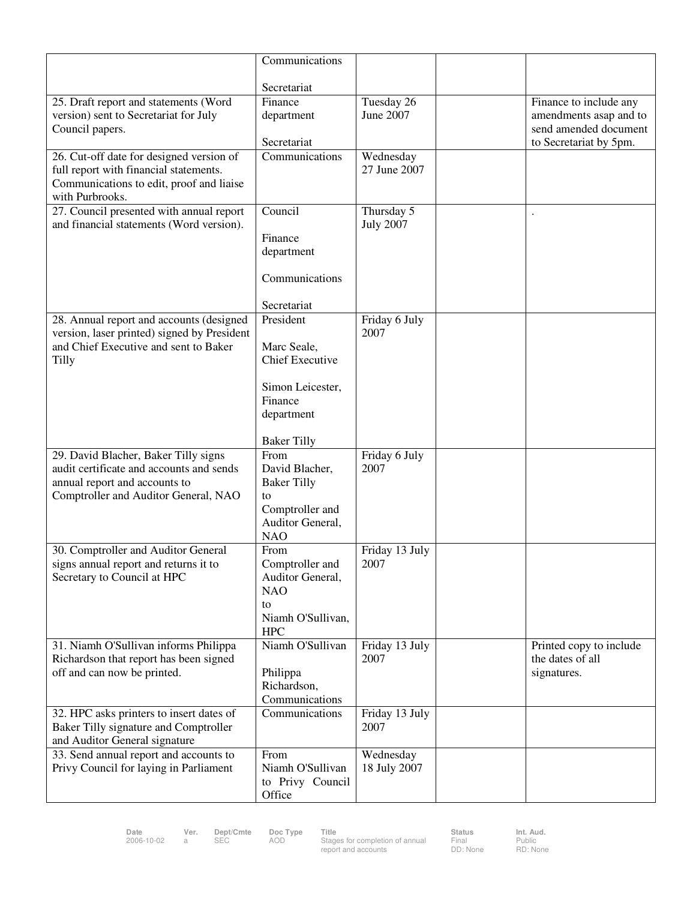| | | | | |
|---|---|---|---|---|
| | Communications<br><br>Secretariat | | | |
| 25. Draft report and statements (Word version) sent to Secretariat for July Council papers. | Finance department<br><br>Secretariat | Tuesday 26 June 2007 | | Finance to include any amendments asap and to send amended document to Secretariat by 5pm. |
| 26. Cut-off date for designed version of full report with financial statements. Communications to edit, proof and liaise with Purbrooks. | Communications | Wednesday 27 June 2007 | | |
| 27. Council presented with annual report and financial statements (Word version). | Council<br><br>Finance department<br><br>Communications<br><br>Secretariat | Thursday 5 July 2007 | | . |
| 28. Annual report and accounts (designed version, laser printed) signed by President and Chief Executive and sent to Baker Tilly | President<br><br>Marc Seale, Chief Executive<br><br>Simon Leicester, Finance department<br><br>Baker Tilly | Friday 6 July 2007 | | |
| 29. David Blacher, Baker Tilly signs audit certificate and accounts and sends annual report and accounts to Comptroller and Auditor General, NAO | From David Blacher, Baker Tilly to Comptroller and Auditor General, NAO | Friday 6 July 2007 | | |
| 30. Comptroller and Auditor General signs annual report and returns it to Secretary to Council at HPC | From Comptroller and Auditor General, NAO to Niamh O'Sullivan, HPC | Friday 13 July 2007 | | |
| 31. Niamh O'Sullivan informs Philippa Richardson that report has been signed off and can now be printed. | Niamh O'Sullivan<br><br>Philippa Richardson, Communications | Friday 13 July 2007 | | Printed copy to include the dates of all signatures. |
| 32. HPC asks printers to insert dates of Baker Tilly signature and Comptroller and Auditor General signature | Communications | Friday 13 July 2007 | | |
| 33. Send annual report and accounts to Privy Council for laying in Parliament | From Niamh O'Sullivan to Privy Council Office | Wednesday 18 July 2007 | | |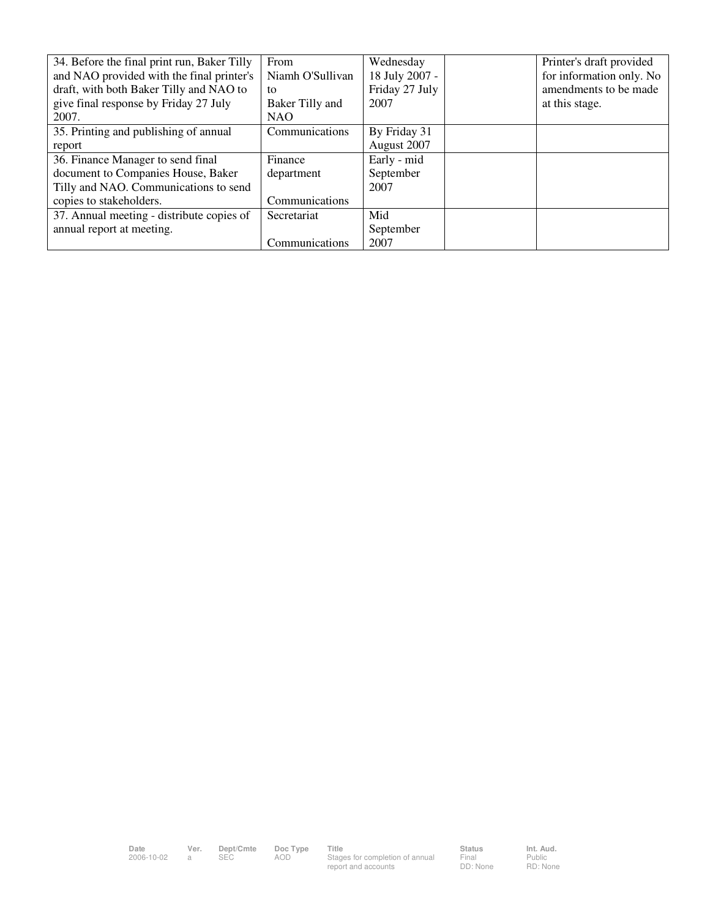| | | | | |
|---|---|---|---|---|
| 34. Before the final print run, Baker Tilly and NAO provided with the final printer's draft, with both Baker Tilly and NAO to give final response by Friday 27 July 2007. | From Niamh O'Sullivan to Baker Tilly and NAO | Wednesday 18 July 2007 - Friday 27 July 2007 | | Printer's draft provided for information only. No amendments to be made at this stage. |
| 35. Printing and publishing of annual report | Communications | By Friday 31 August 2007 | | |
| 36. Finance Manager to send final document to Companies House, Baker Tilly and NAO. Communications to send copies to stakeholders. | Finance department<br><br>Communications | Early - mid September 2007 | | |
| 37. Annual meeting - distribute copies of annual report at meeting. | Secretariat<br><br>Communications | Mid September 2007 | | |